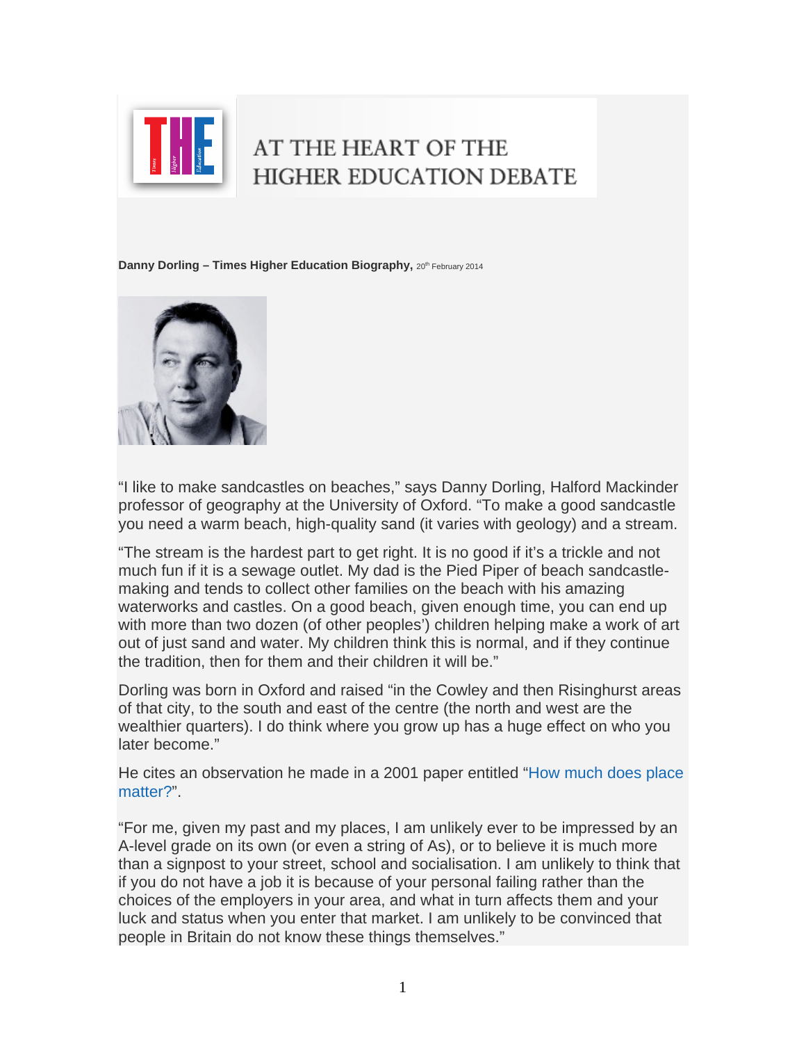AT THE HEART OF THE HIGHER EDUCATION DEBATE

**Danny Dorling – Times Higher Education Biography,** 20th February 2014

"I like to make sandcastles on beaches," says Danny Dorling, Halford Mackinder professor of geography at the University of Oxford. "To make a good sandcastle you need a warm beach, high-quality sand (it varies with geology) and a stream.

"The stream is the hardest part to get right. It is no good if it's a trickle and not much fun if it is a sewage outlet. My dad is the Pied Piper of beach sandcastle-making and tends to collect other families on the beach with his amazing waterworks and castles. On a good beach, given enough time, you can end up with more than two dozen (of other peoples') children helping make a work of art out of just sand and water. My children think this is normal, and if they continue the tradition, then for them and their children it will be."

Dorling was born in Oxford and raised "in the Cowley and then Risinghurst areas of that city, to the south and east of the centre (the north and west are the wealthier quarters). I do think where you grow up has a huge effect on who you later become."

He cites an observation he made in a 2001 paper entitled "How much does place matter?".

"For me, given my past and my places, I am unlikely ever to be impressed by an A-level grade on its own (or even a string of As), or to believe it is much more than a signpost to your street, school and socialisation. I am unlikely to think that if you do not have a job it is because of your personal failing rather than the choices of the employers in your area, and what in turn affects them and your luck and status when you enter that market. I am unlikely to be convinced that people in Britain do not know these things themselves."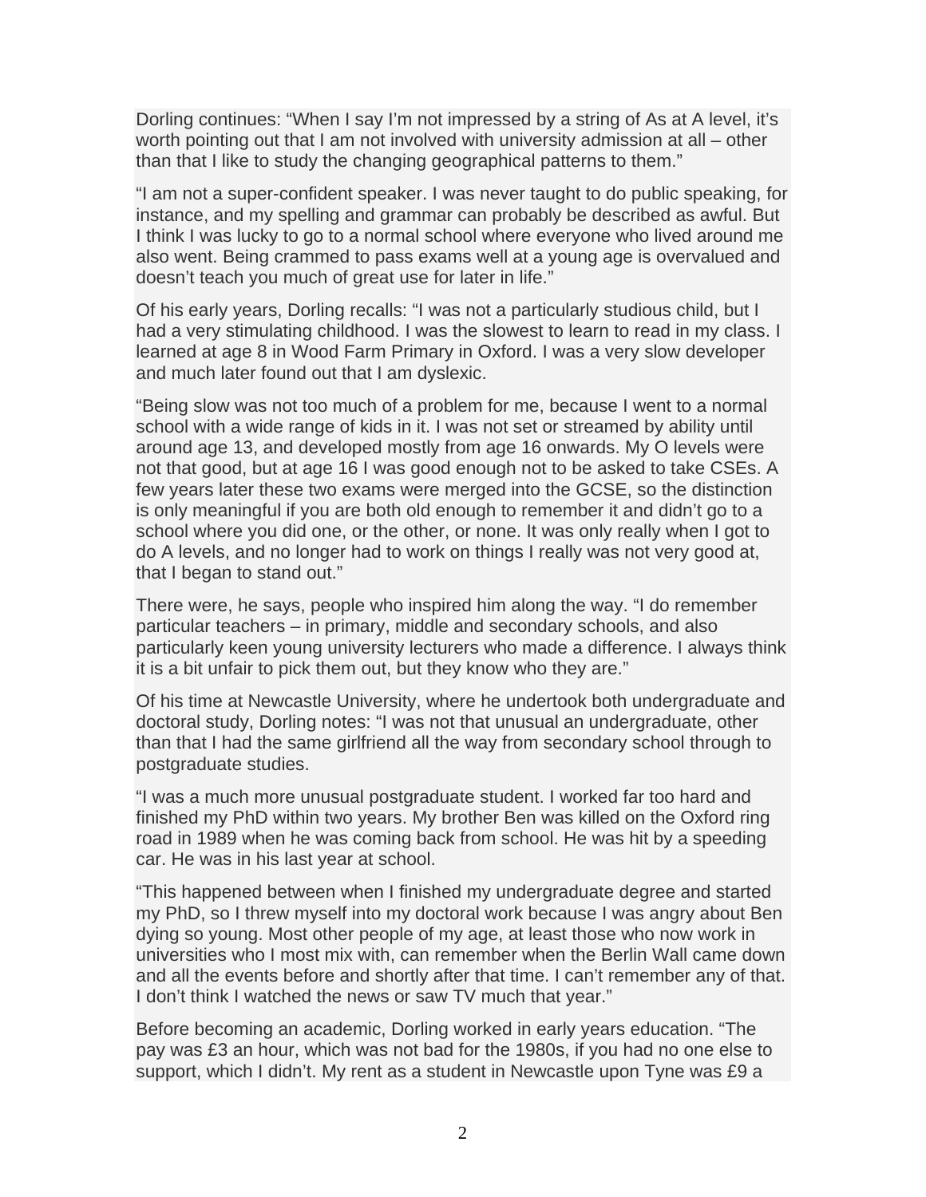Dorling continues: “When I say I’m not impressed by a string of As at A level, it’s worth pointing out that I am not involved with university admission at all – other than that I like to study the changing geographical patterns to them.”

“I am not a super-confident speaker. I was never taught to do public speaking, for instance, and my spelling and grammar can probably be described as awful. But I think I was lucky to go to a normal school where everyone who lived around me also went. Being crammed to pass exams well at a young age is overvalued and doesn’t teach you much of great use for later in life.”

Of his early years, Dorling recalls: “I was not a particularly studious child, but I had a very stimulating childhood. I was the slowest to learn to read in my class. I learned at age 8 in Wood Farm Primary in Oxford. I was a very slow developer and much later found out that I am dyslexic.

“Being slow was not too much of a problem for me, because I went to a normal school with a wide range of kids in it. I was not set or streamed by ability until around age 13, and developed mostly from age 16 onwards. My O levels were not that good, but at age 16 I was good enough not to be asked to take CSEs. A few years later these two exams were merged into the GCSE, so the distinction is only meaningful if you are both old enough to remember it and didn’t go to a school where you did one, or the other, or none. It was only really when I got to do A levels, and no longer had to work on things I really was not very good at, that I began to stand out.”

There were, he says, people who inspired him along the way. “I do remember particular teachers – in primary, middle and secondary schools, and also particularly keen young university lecturers who made a difference. I always think it is a bit unfair to pick them out, but they know who they are.”

Of his time at Newcastle University, where he undertook both undergraduate and doctoral study, Dorling notes: “I was not that unusual an undergraduate, other than that I had the same girlfriend all the way from secondary school through to postgraduate studies.

“I was a much more unusual postgraduate student. I worked far too hard and finished my PhD within two years. My brother Ben was killed on the Oxford ring road in 1989 when he was coming back from school. He was hit by a speeding car. He was in his last year at school.

“This happened between when I finished my undergraduate degree and started my PhD, so I threw myself into my doctoral work because I was angry about Ben dying so young. Most other people of my age, at least those who now work in universities who I most mix with, can remember when the Berlin Wall came down and all the events before and shortly after that time. I can’t remember any of that. I don’t think I watched the news or saw TV much that year.”

Before becoming an academic, Dorling worked in early years education. “The pay was £3 an hour, which was not bad for the 1980s, if you had no one else to support, which I didn’t. My rent as a student in Newcastle upon Tyne was £9 a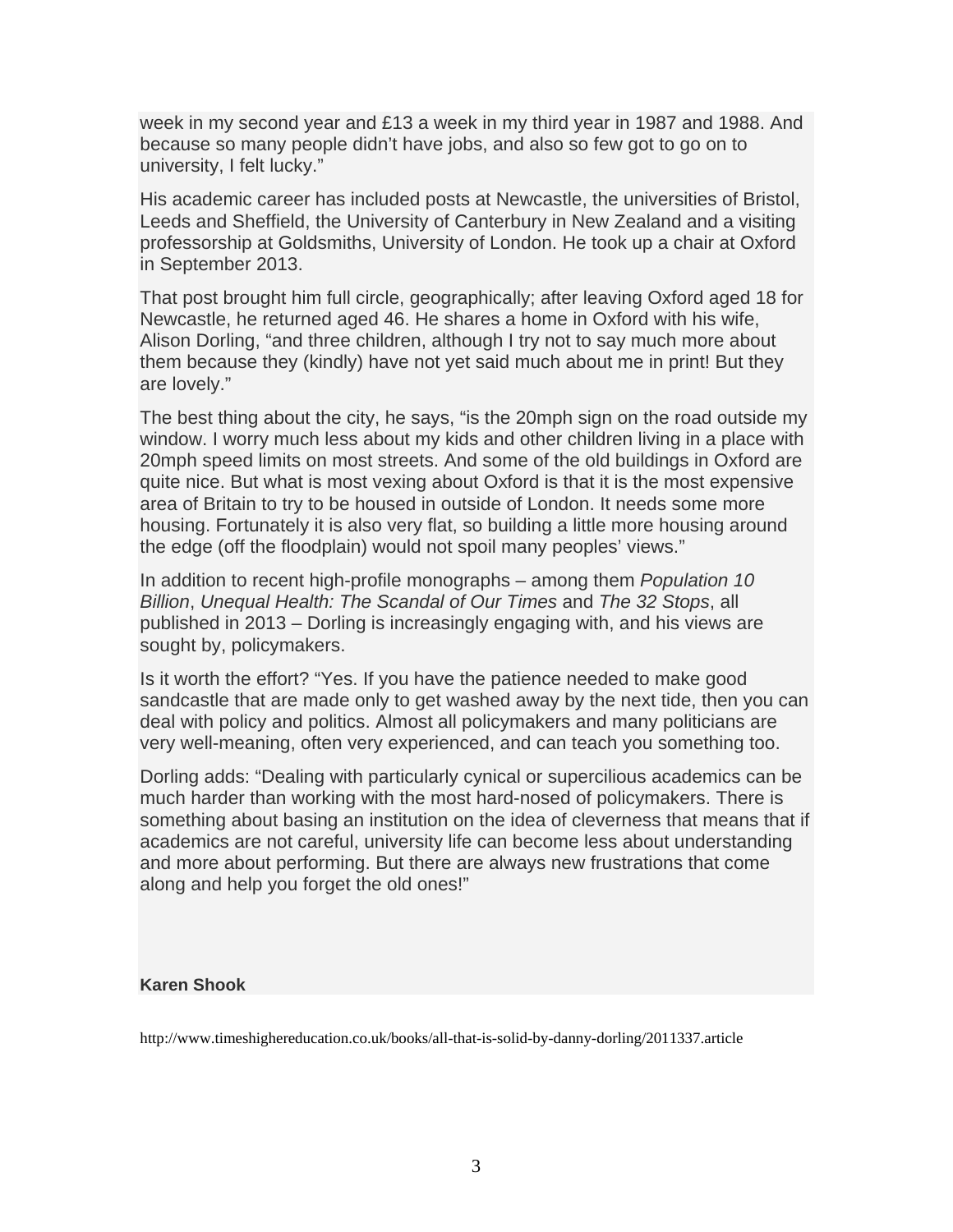week in my second year and £13 a week in my third year in 1987 and 1988. And because so many people didn't have jobs, and also so few got to go on to university, I felt lucky."

His academic career has included posts at Newcastle, the universities of Bristol, Leeds and Sheffield, the University of Canterbury in New Zealand and a visiting professorship at Goldsmiths, University of London. He took up a chair at Oxford in September 2013.

That post brought him full circle, geographically; after leaving Oxford aged 18 for Newcastle, he returned aged 46. He shares a home in Oxford with his wife, Alison Dorling, "and three children, although I try not to say much more about them because they (kindly) have not yet said much about me in print! But they are lovely."

The best thing about the city, he says, "is the 20mph sign on the road outside my window. I worry much less about my kids and other children living in a place with 20mph speed limits on most streets. And some of the old buildings in Oxford are quite nice. But what is most vexing about Oxford is that it is the most expensive area of Britain to try to be housed in outside of London. It needs some more housing. Fortunately it is also very flat, so building a little more housing around the edge (off the floodplain) would not spoil many peoples' views."

In addition to recent high-profile monographs – among them *Population 10 Billion*, *Unequal Health: The Scandal of Our Times* and *The 32 Stops*, all published in 2013 – Dorling is increasingly engaging with, and his views are sought by, policymakers.

Is it worth the effort? "Yes. If you have the patience needed to make good sandcastle that are made only to get washed away by the next tide, then you can deal with policy and politics. Almost all policymakers and many politicians are very well-meaning, often very experienced, and can teach you something too.

Dorling adds: "Dealing with particularly cynical or supercilious academics can be much harder than working with the most hard-nosed of policymakers. There is something about basing an institution on the idea of cleverness that means that if academics are not careful, university life can become less about understanding and more about performing. But there are always new frustrations that come along and help you forget the old ones!"

**Karen Shook**

http://www.timeshighereducation.co.uk/books/all-that-is-solid-by-danny-dorling/2011337.article